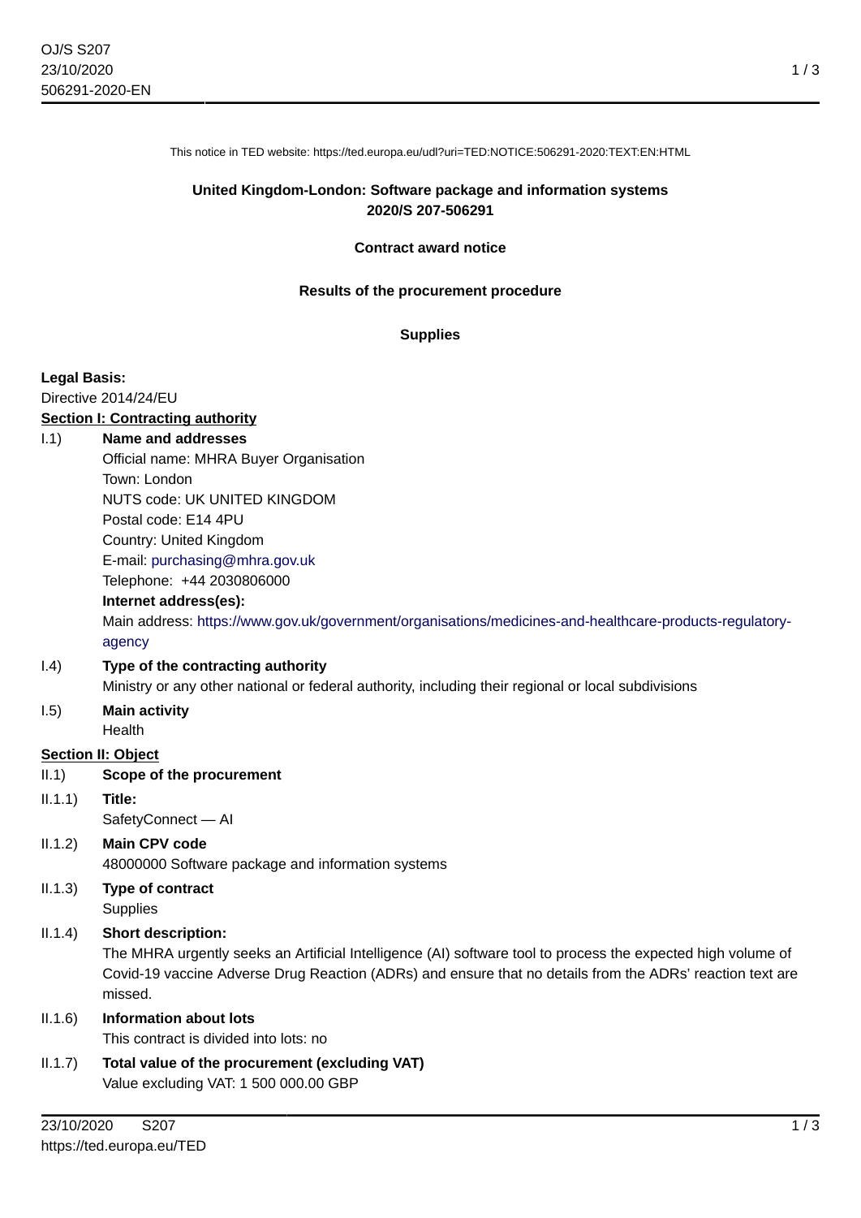This notice in TED website: https://ted.europa.eu/udl?uri=TED:NOTICE:506291-2020:TEXT:EN:HTML

**United Kingdom-London: Software package and information systems**
**2020/S 207-506291**

**Contract award notice**

**Results of the procurement procedure**

**Supplies**

**Legal Basis:**
Directive 2014/24/EU

**Section I: Contracting authority**

I.1) **Name and addresses**
Official name: MHRA Buyer Organisation
Town: London
NUTS code: UK UNITED KINGDOM
Postal code: E14 4PU
Country: United Kingdom
E-mail: purchasing@mhra.gov.uk
Telephone: +44 2030806000
**Internet address(es):**
Main address: https://www.gov.uk/government/organisations/medicines-and-healthcare-products-regulatory-agency

I.4) **Type of the contracting authority**
Ministry or any other national or federal authority, including their regional or local subdivisions

I.5) **Main activity**
Health

**Section II: Object**

II.1) **Scope of the procurement**

II.1.1) **Title:**
SafetyConnect — AI

II.1.2) **Main CPV code**
48000000 Software package and information systems

II.1.3) **Type of contract**
Supplies

II.1.4) **Short description:**
The MHRA urgently seeks an Artificial Intelligence (AI) software tool to process the expected high volume of Covid-19 vaccine Adverse Drug Reaction (ADRs) and ensure that no details from the ADRs' reaction text are missed.

II.1.6) **Information about lots**
This contract is divided into lots: no

II.1.7) **Total value of the procurement (excluding VAT)**
Value excluding VAT: 1 500 000.00 GBP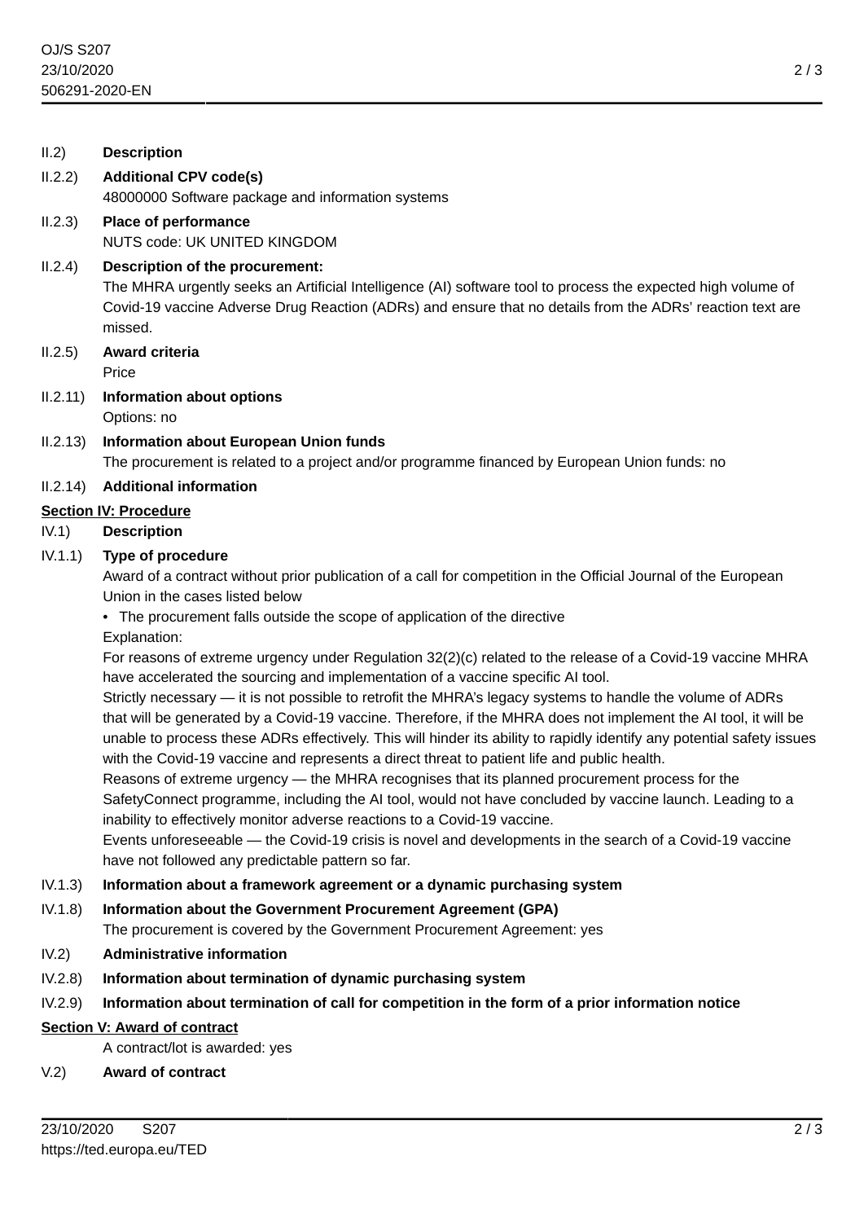II.2) **Description**

II.2.2) **Additional CPV code(s)**

48000000 Software package and information systems

II.2.3) **Place of performance**

NUTS code: UK UNITED KINGDOM

II.2.4) **Description of the procurement:**

The MHRA urgently seeks an Artificial Intelligence (AI) software tool to process the expected high volume of Covid-19 vaccine Adverse Drug Reaction (ADRs) and ensure that no details from the ADRs' reaction text are missed.

II.2.5) **Award criteria**

Price

II.2.11) **Information about options**

Options: no

II.2.13) **Information about European Union funds**

The procurement is related to a project and/or programme financed by European Union funds: no

II.2.14) **Additional information**

## Section IV: Procedure

IV.1) **Description**

IV.1.1) **Type of procedure**

Award of a contract without prior publication of a call for competition in the Official Journal of the European Union in the cases listed below

- The procurement falls outside the scope of application of the directive

Explanation:

For reasons of extreme urgency under Regulation 32(2)(c) related to the release of a Covid-19 vaccine MHRA have accelerated the sourcing and implementation of a vaccine specific AI tool.

Strictly necessary — it is not possible to retrofit the MHRA's legacy systems to handle the volume of ADRs that will be generated by a Covid-19 vaccine. Therefore, if the MHRA does not implement the AI tool, it will be unable to process these ADRs effectively. This will hinder its ability to rapidly identify any potential safety issues with the Covid-19 vaccine and represents a direct threat to patient life and public health.

Reasons of extreme urgency — the MHRA recognises that its planned procurement process for the SafetyConnect programme, including the AI tool, would not have concluded by vaccine launch. Leading to a inability to effectively monitor adverse reactions to a Covid-19 vaccine.

Events unforeseeable — the Covid-19 crisis is novel and developments in the search of a Covid-19 vaccine have not followed any predictable pattern so far.

IV.1.3) **Information about a framework agreement or a dynamic purchasing system**

IV.1.8) **Information about the Government Procurement Agreement (GPA)**

The procurement is covered by the Government Procurement Agreement: yes

IV.2) **Administrative information**

IV.2.8) **Information about termination of dynamic purchasing system**

IV.2.9) **Information about termination of call for competition in the form of a prior information notice**

## Section V: Award of contract

A contract/lot is awarded: yes

V.2) **Award of contract**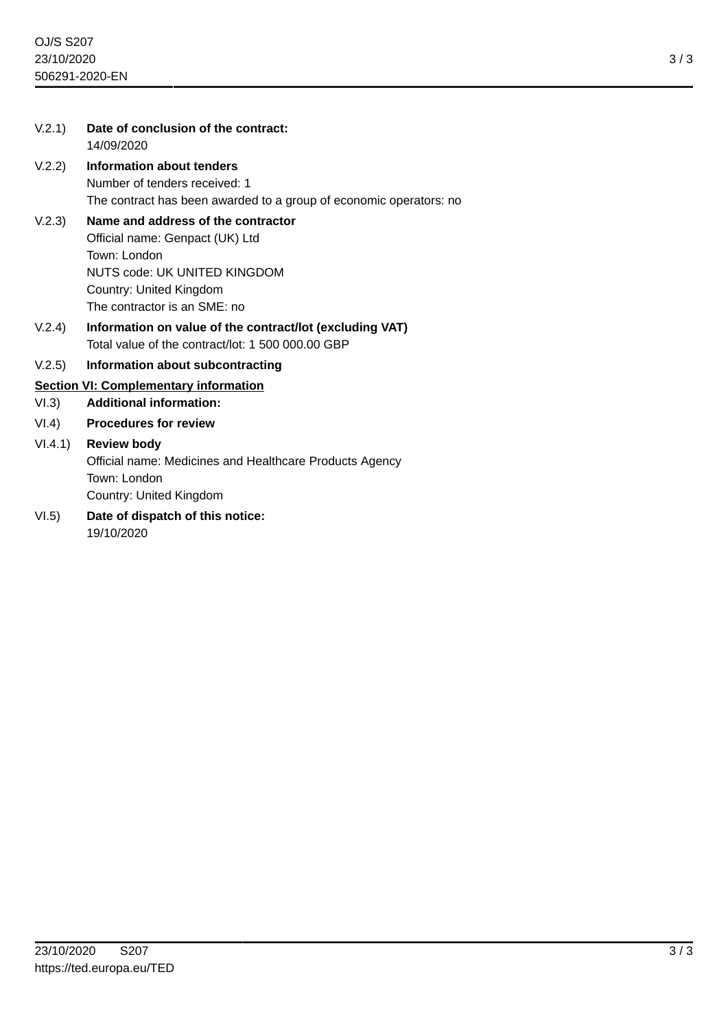V.2.1) **Date of conclusion of the contract:**
14/09/2020

V.2.2) **Information about tenders**
Number of tenders received: 1
The contract has been awarded to a group of economic operators: no

V.2.3) **Name and address of the contractor**
Official name: Genpact (UK) Ltd
Town: London
NUTS code: UK UNITED KINGDOM
Country: United Kingdom
The contractor is an SME: no

V.2.4) **Information on value of the contract/lot (excluding VAT)**
Total value of the contract/lot: 1 500 000.00 GBP

V.2.5) **Information about subcontracting**

## Section VI: Complementary information

VI.3) **Additional information:**

VI.4) **Procedures for review**

VI.4.1) **Review body**
Official name: Medicines and Healthcare Products Agency
Town: London
Country: United Kingdom

VI.5) **Date of dispatch of this notice:**
19/10/2020